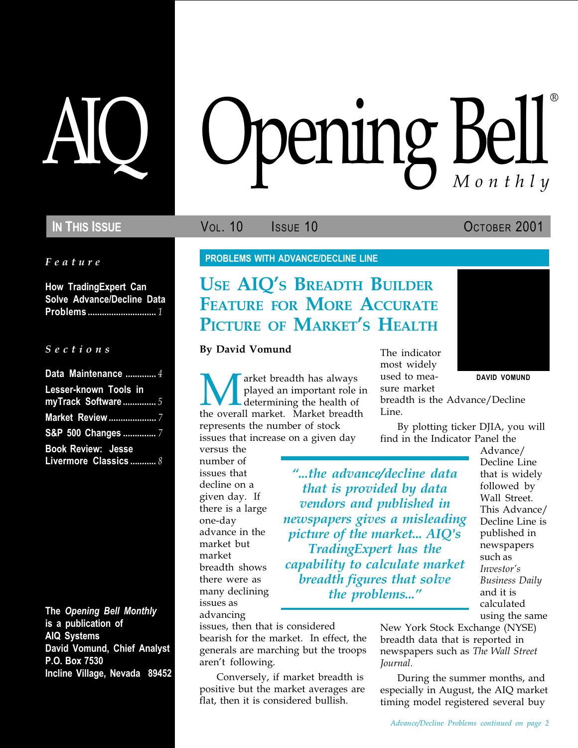# AIQ Opening Bell® Monthly

**In This Issue** | Vol. 10 Issue 10 | October 2001

*Feature*

**How TradingExpert Can Solve Advance/Decline Data Problems** ... 1

*Sections*

**Data Maintenance** ... 4
**Lesser-known Tools in myTrack Software** ... 5
**Market Review** ... 7
**S&P 500 Changes** ... 7
**Book Review: Jesse Livermore Classics** ... 8

**The *Opening Bell Monthly* is a publication of AIQ Systems**
**David Vomund, Chief Analyst**
**P.O. Box 7530**
**Incline Village, Nevada 89452**

---

**PROBLEMS WITH ADVANCE/DECLINE LINE**

## Use AIQ's Breadth Builder Feature for More Accurate Picture of Market's Health

**By David Vomund**

DAVID VOMUND

Market breadth has always played an important role in determining the health of the overall market. Market breadth represents the number of stock issues that increase on a given day versus the number of issues that decline on a given day. If there is a large one-day advance in the market but market breadth shows there were as many declining issues as advancing issues, then that is considered bearish for the market. In effect, the generals are marching but the troops aren't following.

Conversely, if market breadth is positive but the market averages are flat, then it is considered bullish.

The indicator most widely used to measure market breadth is the Advance/Decline Line.

By plotting ticker DJIA, you will find in the Indicator Panel the Advance/Decline Line that is widely followed by Wall Street. This Advance/Decline Line is published in newspapers such as *Investor's Business Daily* and it is calculated using the same New York Stock Exchange (NYSE) breadth data that is reported in newspapers such as *The Wall Street Journal*.

> *"...the advance/decline data that is provided by data vendors and published in newspapers gives a misleading picture of the market... AIQ's TradingExpert has the capability to calculate market breadth figures that solve the problems..."*

During the summer months, and especially in August, the AIQ market timing model registered several buy

*Advance/Decline Problems continued on page 2*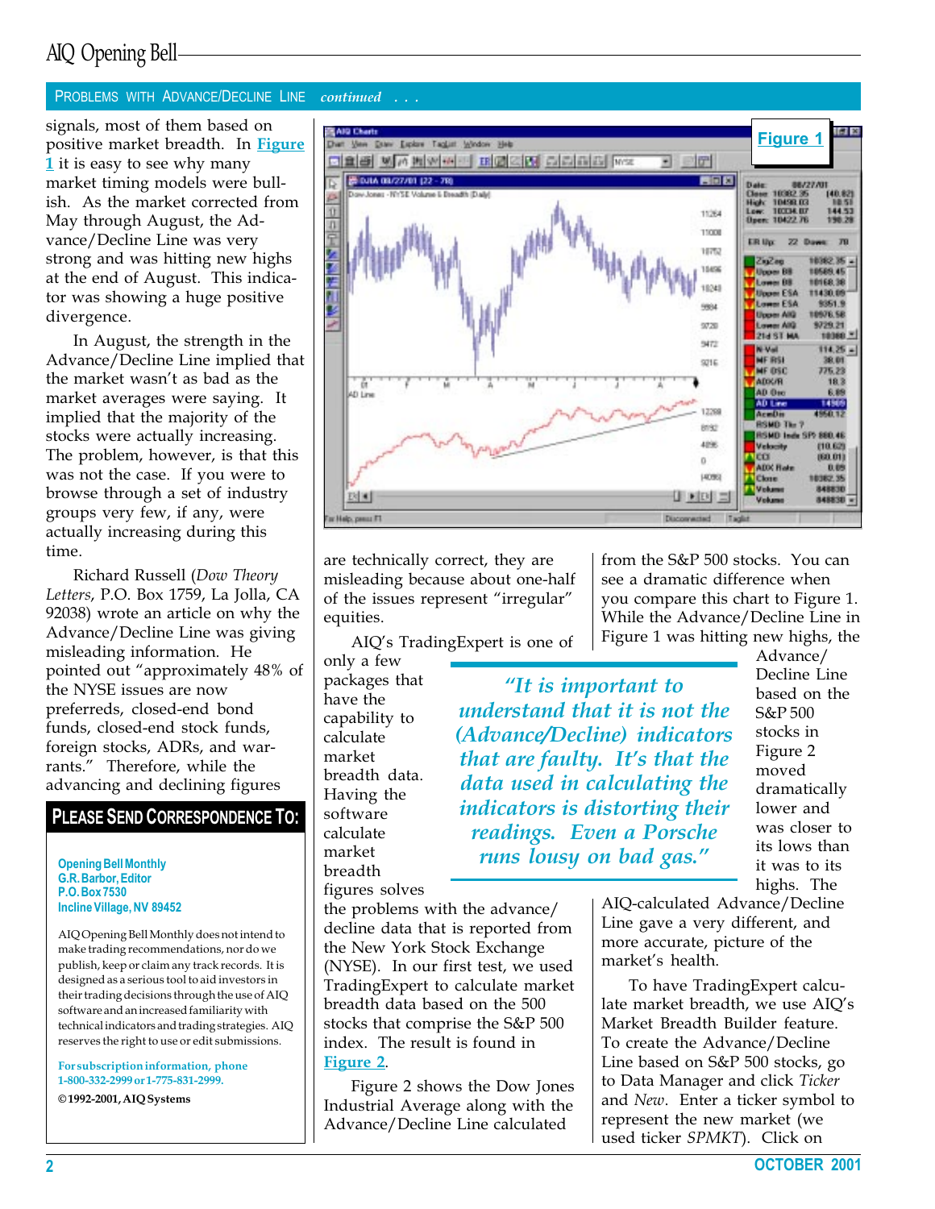## PROBLEMS WITH ADVANCE/DECLINE LINE *continued . . .*

signals, most of them based on positive market breadth. In **Figure 1** it is easy to see why many market timing models were bullish. As the market corrected from May through August, the Advance/Decline Line was very strong and was hitting new highs at the end of August. This indicator was showing a huge positive divergence.

In August, the strength in the Advance/Decline Line implied that the market wasn't as bad as the market averages were saying. It implied that the majority of the stocks were actually increasing. The problem, however, is that this was not the case. If you were to browse through a set of industry groups very few, if any, were actually increasing during this time.

Richard Russell (*Dow Theory Letters*, P.O. Box 1759, La Jolla, CA 92038) wrote an article on why the Advance/Decline Line was giving misleading information. He pointed out "approximately 48% of the NYSE issues are now preferreds, closed-end bond funds, closed-end stock funds, foreign stocks, ADRs, and warrants." Therefore, while the advancing and declining figures are technically correct, they are misleading because about one-half of the issues represent "irregular" equities.

**Figure 1**

AIQ's TradingExpert is one of only a few packages that have the capability to calculate market breadth data. Having the software calculate market breadth figures solves the problems with the advance/decline data that is reported from the New York Stock Exchange (NYSE). In our first test, we used TradingExpert to calculate market breadth data based on the 500 stocks that comprise the S&P 500 index. The result is found in **Figure 2**.

> *"It is important to understand that it is not the (Advance/Decline) indicators that are faulty. It's that the data used in calculating the indicators is distorting their readings. Even a Porsche runs lousy on bad gas."*

Figure 2 shows the Dow Jones Industrial Average along with the Advance/Decline Line calculated from the S&P 500 stocks. You can see a dramatic difference when you compare this chart to Figure 1. While the Advance/Decline Line in Figure 1 was hitting new highs, the Advance/Decline Line based on the S&P 500 stocks in Figure 2 moved dramatically lower and was closer to its lows than it was to its highs. The AIQ-calculated Advance/Decline Line gave a very different, and more accurate, picture of the market's health.

To have TradingExpert calculate market breadth, we use AIQ's Market Breadth Builder feature. To create the Advance/Decline Line based on S&P 500 stocks, go to Data Manager and click *Ticker* and *New*. Enter a ticker symbol to represent the new market (we used ticker *SPMKT*). Click on

---

### PLEASE SEND CORRESPONDENCE TO:

**Opening Bell Monthly**
**G.R. Barbor, Editor**
**P.O. Box 7530**
**Incline Village, NV 89452**

AIQ Opening Bell Monthly does not intend to make trading recommendations, nor do we publish, keep or claim any track records. It is designed as a serious tool to aid investors in their trading decisions through the use of AIQ software and an increased familiarity with technical indicators and trading strategies. AIQ reserves the right to use or edit submissions.

For subscription information, phone 1-800-332-2999 or 1-775-831-2999.

**©1992-2001, AIQ Systems**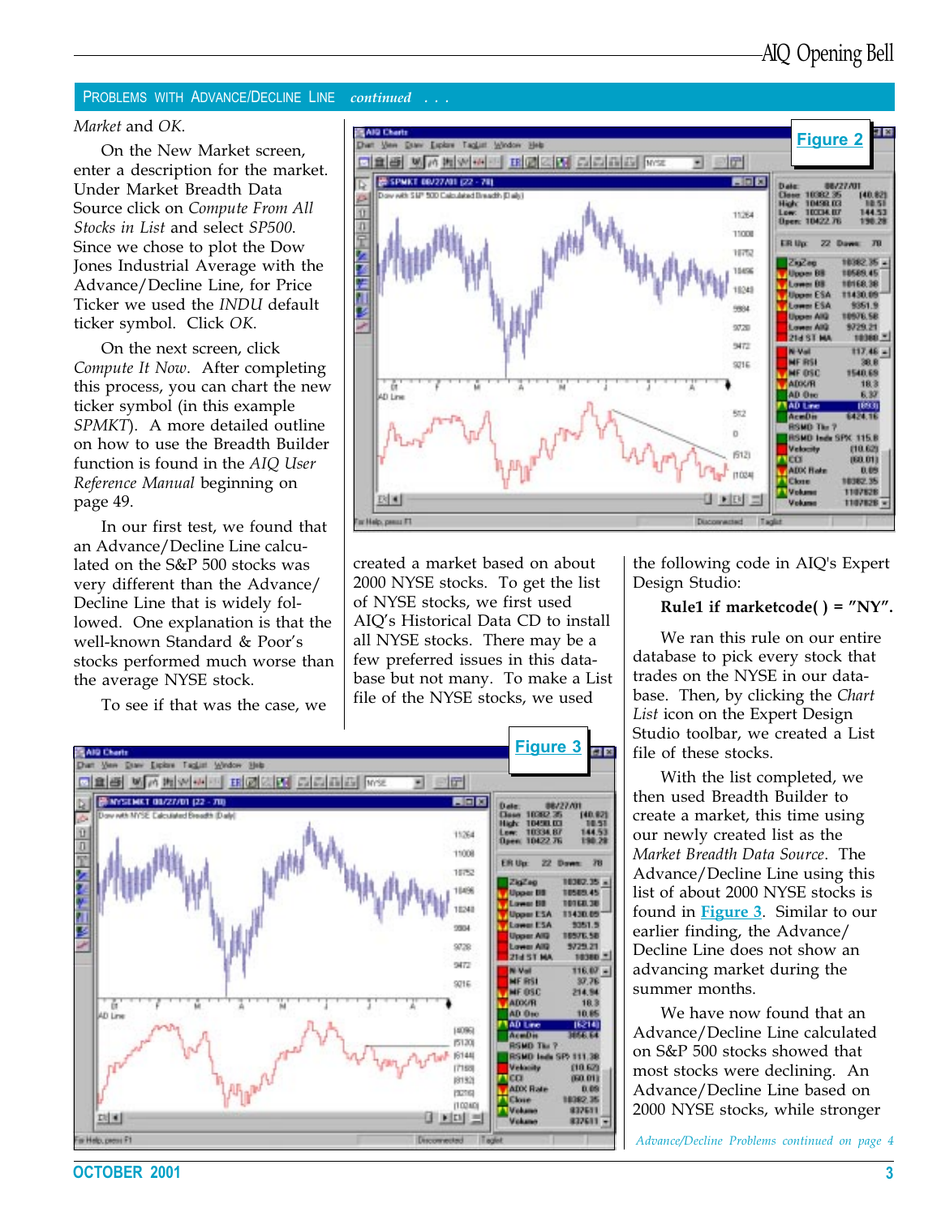## PROBLEMS WITH ADVANCE/DECLINE LINE *continued . . .*

*Market* and *OK*.

On the New Market screen, enter a description for the market. Under Market Breadth Data Source click on *Compute From All Stocks in List* and select *SP500*. Since we chose to plot the Dow Jones Industrial Average with the Advance/Decline Line, for Price Ticker we used the *INDU* default ticker symbol. Click *OK*.

On the next screen, click *Compute It Now*. After completing this process, you can chart the new ticker symbol (in this example *SPMKT*). A more detailed outline on how to use the Breadth Builder function is found in the *AIQ User Reference Manual* beginning on page 49.

In our first test, we found that an Advance/Decline Line calculated on the S&P 500 stocks was very different than the Advance/Decline Line that is widely followed. One explanation is that the well-known Standard & Poor's stocks performed much worse than the average NYSE stock.

To see if that was the case, we created a market based on about 2000 NYSE stocks. To get the list of NYSE stocks, we first used AIQ's Historical Data CD to install all NYSE stocks. There may be a few preferred issues in this database but not many. To make a List file of the NYSE stocks, we used the following code in AIQ's Expert Design Studio:

**Rule1 if marketcode( ) = "NY".**

We ran this rule on our entire database to pick every stock that trades on the NYSE in our database. Then, by clicking the *Chart List* icon on the Expert Design Studio toolbar, we created a List file of these stocks.

With the list completed, we then used Breadth Builder to create a market, this time using our newly created list as the *Market Breadth Data Source*. The Advance/Decline Line using this list of about 2000 NYSE stocks is found in **Figure 3**. Similar to our earlier finding, the Advance/Decline Line does not show an advancing market during the summer months.

We have now found that an Advance/Decline Line calculated on S&P 500 stocks showed that most stocks were declining. An Advance/Decline Line based on 2000 NYSE stocks, while stronger

*Advance/Decline Problems continued on page 4*

**Figure 2**

**Figure 3**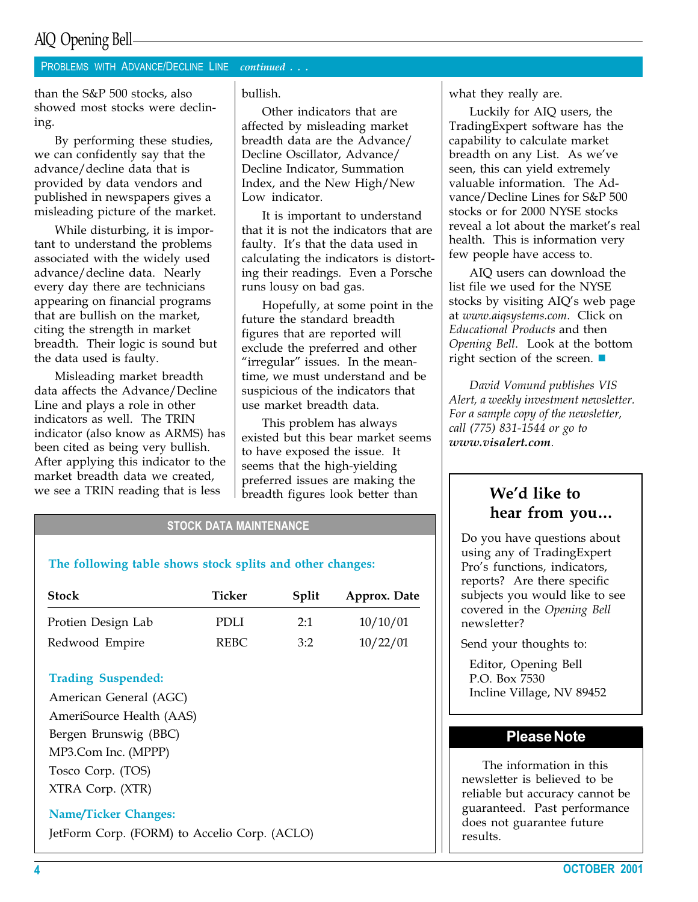## PROBLEMS WITH ADVANCE/DECLINE LINE *continued . . .*

than the S&P 500 stocks, also showed most stocks were declining.

By performing these studies, we can confidently say that the advance/decline data that is provided by data vendors and published in newspapers gives a misleading picture of the market.

While disturbing, it is important to understand the problems associated with the widely used advance/decline data. Nearly every day there are technicians appearing on financial programs that are bullish on the market, citing the strength in market breadth. Their logic is sound but the data used is faulty.

Misleading market breadth data affects the Advance/Decline Line and plays a role in other indicators as well. The TRIN indicator (also know as ARMS) has been cited as being very bullish. After applying this indicator to the market breadth data we created, we see a TRIN reading that is less bullish.

Other indicators that are affected by misleading market breadth data are the Advance/Decline Oscillator, Advance/Decline Indicator, Summation Index, and the New High/New Low indicator.

It is important to understand that it is not the indicators that are faulty. It's that the data used in calculating the indicators is distorting their readings. Even a Porsche runs lousy on bad gas.

Hopefully, at some point in the future the standard breadth figures that are reported will exclude the preferred and other "irregular" issues. In the meantime, we must understand and be suspicious of the indicators that use market breadth data.

This problem has always existed but this bear market seems to have exposed the issue. It seems that the high-yielding preferred issues are making the breadth figures look better than what they really are.

Luckily for AIQ users, the TradingExpert software has the capability to calculate market breadth on any List. As we've seen, this can yield extremely valuable information. The Advance/Decline Lines for S&P 500 stocks or for 2000 NYSE stocks reveal a lot about the market's real health. This is information very few people have access to.

AIQ users can download the list file we used for the NYSE stocks by visiting AIQ's web page at *www.aiqsystems.com*. Click on *Educational Products* and then *Opening Bell*. Look at the bottom right section of the screen. ■

*David Vomund publishes VIS Alert, a weekly investment newsletter. For a sample copy of the newsletter, call (775) 831-1544 or go to* ***www.visalert.com****.*

## STOCK DATA MAINTENANCE

**The following table shows stock splits and other changes:**

| Stock | Ticker | Split | Approx. Date |
|---|---|---|---|
| Protien Design Lab | PDLI | 2:1 | 10/10/01 |
| Redwood Empire | REBC | 3:2 | 10/22/01 |

**Trading Suspended:**

American General (AGC)
AmeriSource Health (AAS)
Bergen Brunswig (BBC)
MP3.Com Inc. (MPPP)
Tosco Corp. (TOS)
XTRA Corp. (XTR)

**Name/Ticker Changes:**

JetForm Corp. (FORM) to Accelio Corp. (ACLO)

### We'd like to hear from you…

Do you have questions about using any of TradingExpert Pro's functions, indicators, reports? Are there specific subjects you would like to see covered in the *Opening Bell* newsletter?

Send your thoughts to:

Editor, Opening Bell
P.O. Box 7530
Incline Village, NV 89452

### Please Note

The information in this newsletter is believed to be reliable but accuracy cannot be guaranteed. Past performance does not guarantee future results.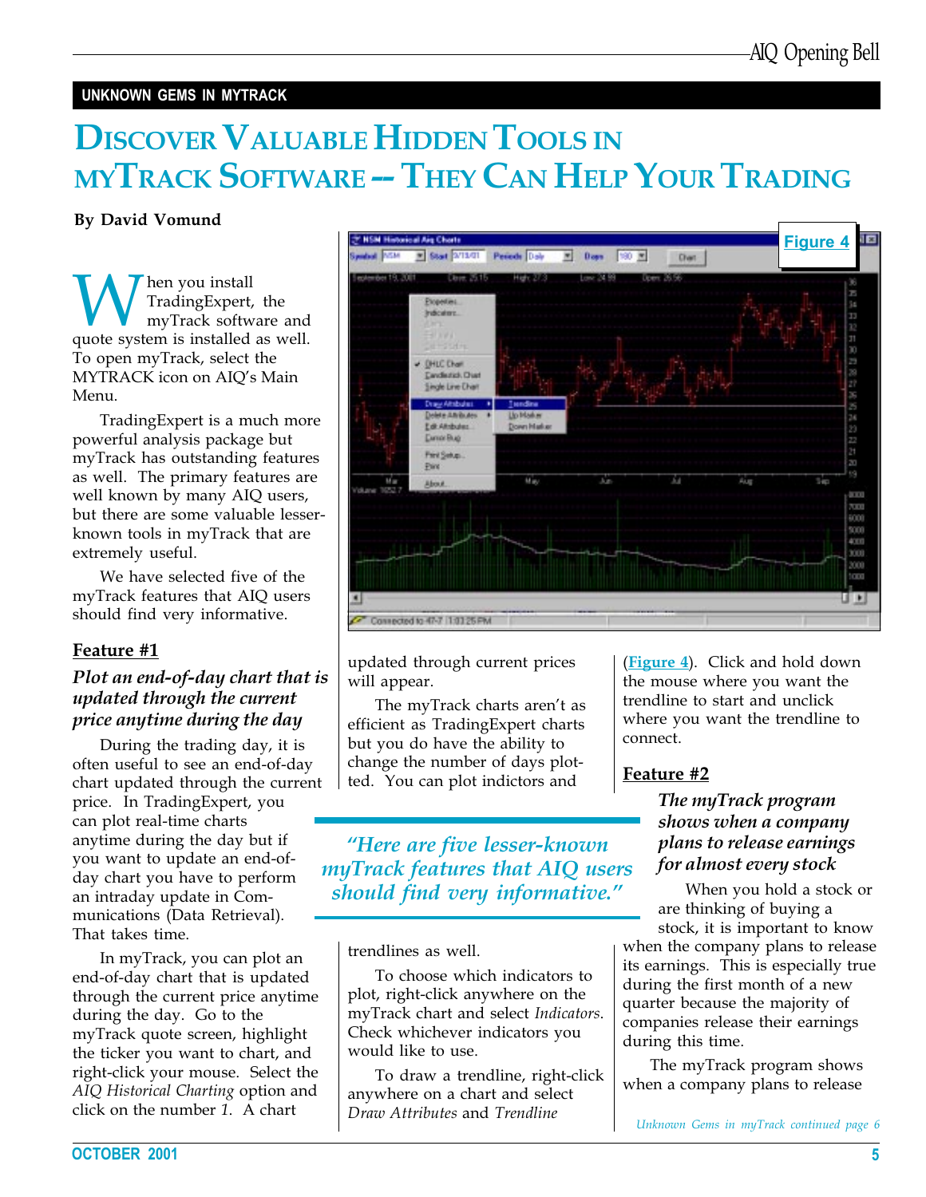UNKNOWN GEMS IN MYTRACK

# DISCOVER VALUABLE HIDDEN TOOLS IN MYTRACK SOFTWARE -- THEY CAN HELP YOUR TRADING

**By David Vomund**

When you install TradingExpert, the myTrack software and quote system is installed as well. To open myTrack, select the MYTRACK icon on AIQ's Main Menu.

TradingExpert is a much more powerful analysis package but myTrack has outstanding features as well. The primary features are well known by many AIQ users, but there are some valuable lesser-known tools in myTrack that are extremely useful.

We have selected five of the myTrack features that AIQ users should find very informative.

## Feature #1

### *Plot an end-of-day chart that is updated through the current price anytime during the day*

During the trading day, it is often useful to see an end-of-day chart updated through the current price. In TradingExpert, you can plot real-time charts anytime during the day but if you want to update an end-of-day chart you have to perform an intraday update in Communications (Data Retrieval). That takes time.

In myTrack, you can plot an end-of-day chart that is updated through the current price anytime during the day. Go to the myTrack quote screen, highlight the ticker you want to chart, and right-click your mouse. Select the *AIQ Historical Charting* option and click on the number *1*. A chart updated through current prices will appear.

The myTrack charts aren't as efficient as TradingExpert charts but you do have the ability to change the number of days plotted. You can plot indictors and trendlines as well.

> *"Here are five lesser-known myTrack features that AIQ users should find very informative."*

To choose which indicators to plot, right-click anywhere on the myTrack chart and select *Indicators*. Check whichever indicators you would like to use.

To draw a trendline, right-click anywhere on a chart and select *Draw Attributes* and *Trendline* (Figure 4). Click and hold down the mouse where you want the trendline to start and unclick where you want the trendline to connect.

Figure 4

## Feature #2

### *The myTrack program shows when a company plans to release earnings for almost every stock*

When you hold a stock or are thinking of buying a stock, it is important to know when the company plans to release its earnings. This is especially true during the first month of a new quarter because the majority of companies release their earnings during this time.

The myTrack program shows when a company plans to release

*Unknown Gems in myTrack continued page 6*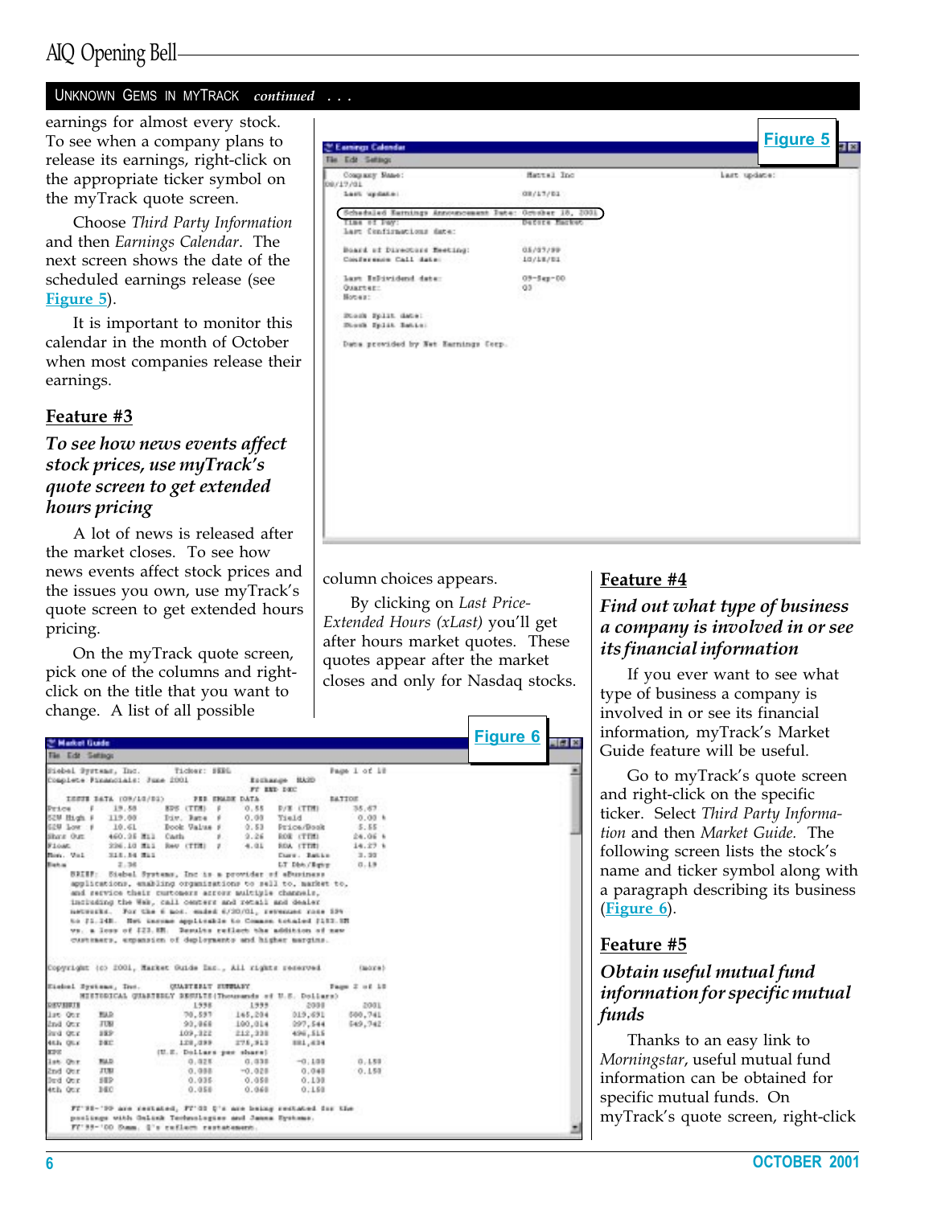## UNKNOWN GEMS IN MYTRACK *continued* . . .

earnings for almost every stock. To see when a company plans to release its earnings, right-click on the appropriate ticker symbol on the myTrack quote screen.

Choose *Third Party Information* and then *Earnings Calendar*. The next screen shows the date of the scheduled earnings release (see Figure 5).

It is important to monitor this calendar in the month of October when most companies release their earnings.

Figure 5

### Feature #3

***To see how news events affect stock prices, use myTrack's quote screen to get extended hours pricing***

A lot of news is released after the market closes. To see how news events affect stock prices and the issues you own, use myTrack's quote screen to get extended hours pricing.

On the myTrack quote screen, pick one of the columns and right-click on the title that you want to change. A list of all possible column choices appears.

By clicking on *Last Price-Extended Hours (xLast)* you'll get after hours market quotes. These quotes appear after the market closes and only for Nasdaq stocks.

Figure 6

### Feature #4

***Find out what type of business a company is involved in or see its financial information***

If you ever want to see what type of business a company is involved in or see its financial information, myTrack's Market Guide feature will be useful.

Go to myTrack's quote screen and right-click on the specific ticker. Select *Third Party Information* and then *Market Guide.* The following screen lists the stock's name and ticker symbol along with a paragraph describing its business (Figure 6).

### Feature #5

***Obtain useful mutual fund information for specific mutual funds***

Thanks to an easy link to *Morningstar*, useful mutual fund information can be obtained for specific mutual funds. On myTrack's quote screen, right-click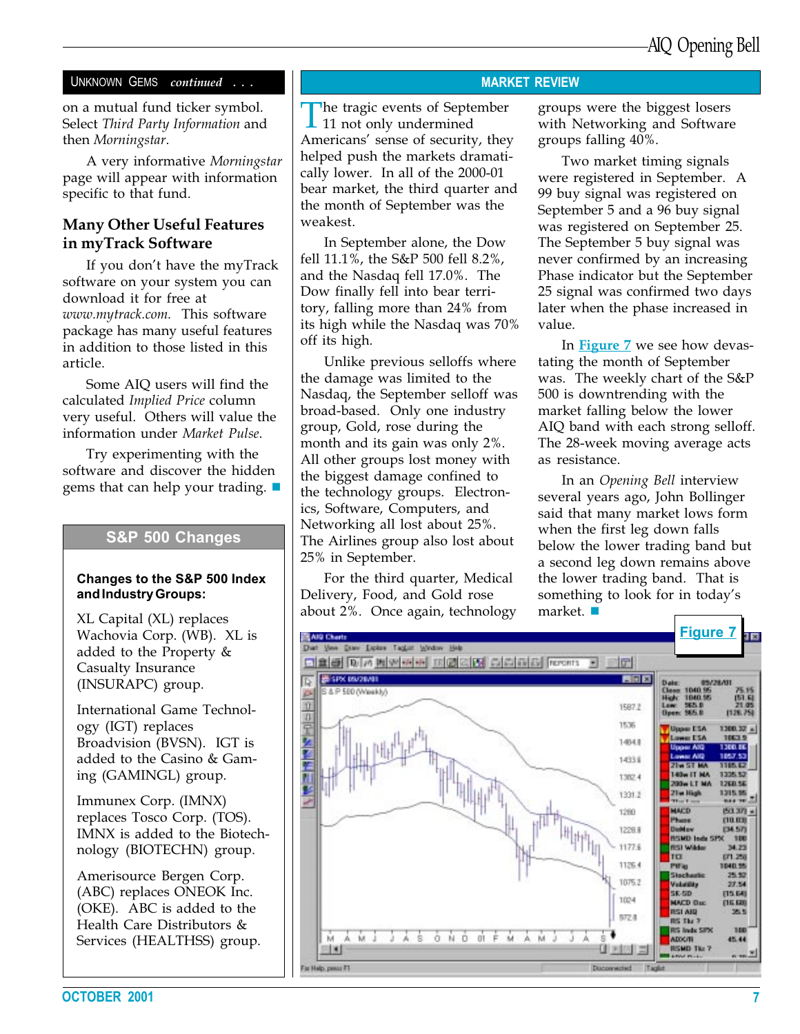## Unknown Gems *continued . . .*

on a mutual fund ticker symbol. Select *Third Party Information* and then *Morningstar*.

A very informative *Morningstar* page will appear with information specific to that fund.

### Many Other Useful Features in myTrack Software

If you don't have the myTrack software on your system you can download it for free at *www.mytrack.com*. This software package has many useful features in addition to those listed in this article.

Some AIQ users will find the calculated *Implied Price* column very useful. Others will value the information under *Market Pulse*.

Try experimenting with the software and discover the hidden gems that can help your trading. ■

## S&P 500 Changes

**Changes to the S&P 500 Index and Industry Groups:**

XL Capital (XL) replaces Wachovia Corp. (WB). XL is added to the Property & Casualty Insurance (INSURAPC) group.

International Game Technology (IGT) replaces Broadvision (BVSN). IGT is added to the Casino & Gaming (GAMINGL) group.

Immunex Corp. (IMNX) replaces Tosco Corp. (TOS). IMNX is added to the Biotechnology (BIOTECHN) group.

Amerisource Bergen Corp. (ABC) replaces ONEOK Inc. (OKE). ABC is added to the Health Care Distributors & Services (HEALTHSS) group.

## Market Review

The tragic events of September 11 not only undermined Americans' sense of security, they helped push the markets dramatically lower. In all of the 2000-01 bear market, the third quarter and the month of September was the weakest.

In September alone, the Dow fell 11.1%, the S&P 500 fell 8.2%, and the Nasdaq fell 17.0%. The Dow finally fell into bear territory, falling more than 24% from its high while the Nasdaq was 70% off its high.

Unlike previous selloffs where the damage was limited to the Nasdaq, the September selloff was broad-based. Only one industry group, Gold, rose during the month and its gain was only 2%. All other groups lost money with the biggest damage confined to the technology groups. Electronics, Software, Computers, and Networking all lost about 25%. The Airlines group also lost about 25% in September.

For the third quarter, Medical Delivery, Food, and Gold rose about 2%. Once again, technology groups were the biggest losers with Networking and Software groups falling 40%.

Two market timing signals were registered in September. A 99 buy signal was registered on September 5 and a 96 buy signal was registered on September 25. The September 5 buy signal was never confirmed by an increasing Phase indicator but the September 25 signal was confirmed two days later when the phase increased in value.

In Figure 7 we see how devastating the month of September was. The weekly chart of the S&P 500 is downtrending with the market falling below the lower AIQ band with each strong selloff. The 28-week moving average acts as resistance.

In an *Opening Bell* interview several years ago, John Bollinger said that many market lows form when the first leg down falls below the lower trading band but a second leg down remains above the lower trading band. That is something to look for in today's market. ■

**Figure 7**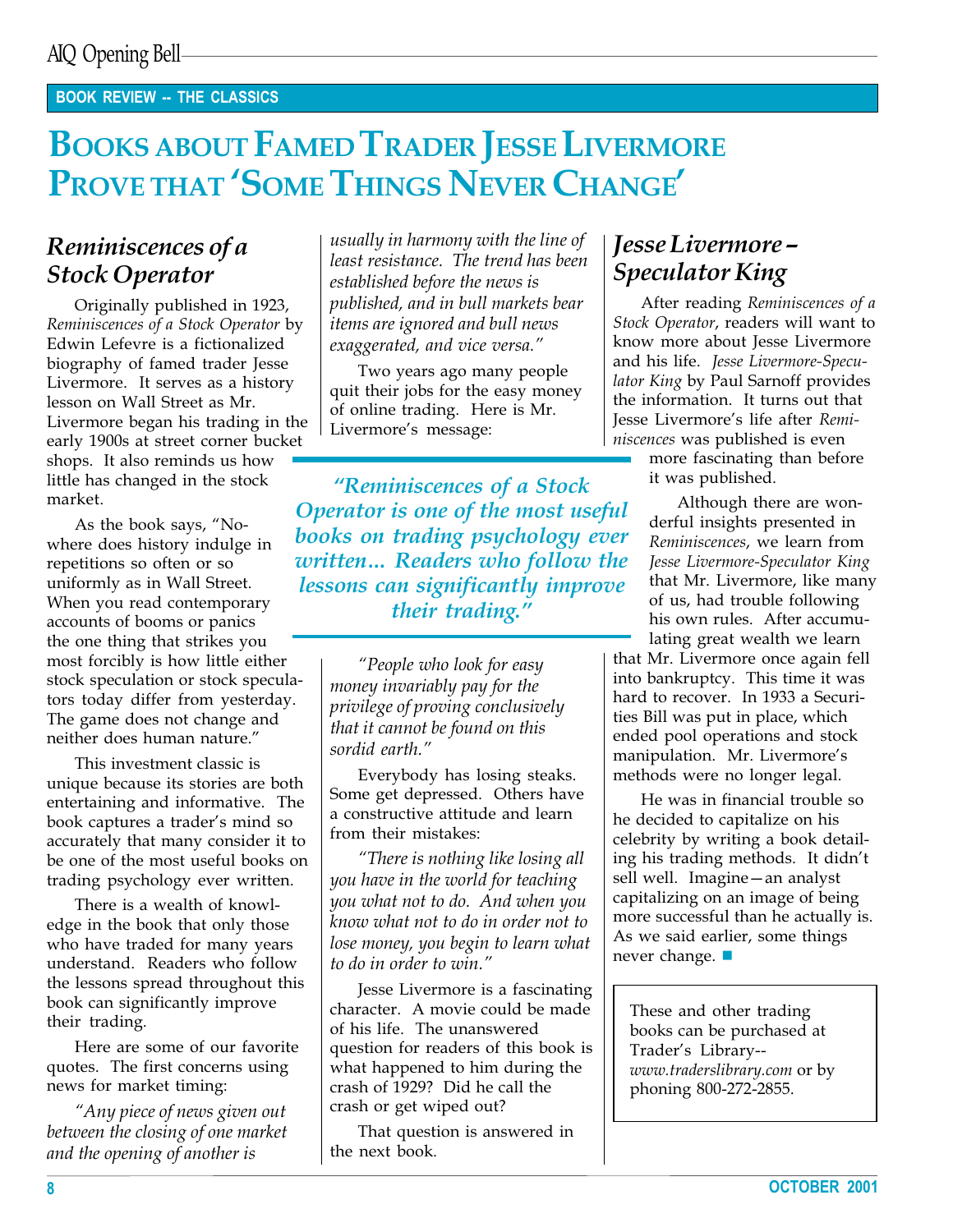BOOK REVIEW -- THE CLASSICS

# BOOKS ABOUT FAMED TRADER JESSE LIVERMORE PROVE THAT 'SOME THINGS NEVER CHANGE'

## *Reminiscences of a Stock Operator*

Originally published in 1923, *Reminiscences of a Stock Operator* by Edwin Lefevre is a fictionalized biography of famed trader Jesse Livermore. It serves as a history lesson on Wall Street as Mr. Livermore began his trading in the early 1900s at street corner bucket shops. It also reminds us how little has changed in the stock market.

As the book says, "Nowhere does history indulge in repetitions so often or so uniformly as in Wall Street. When you read contemporary accounts of booms or panics the one thing that strikes you most forcibly is how little either stock speculation or stock speculators today differ from yesterday. The game does not change and neither does human nature."

This investment classic is unique because its stories are both entertaining and informative. The book captures a trader's mind so accurately that many consider it to be one of the most useful books on trading psychology ever written.

There is a wealth of knowledge in the book that only those who have traded for many years understand. Readers who follow the lessons spread throughout this book can significantly improve their trading.

Here are some of our favorite quotes. The first concerns using news for market timing:

*"Any piece of news given out between the closing of one market and the opening of another is usually in harmony with the line of least resistance. The trend has been established before the news is published, and in bull markets bear items are ignored and bull news exaggerated, and vice versa."*

Two years ago many people quit their jobs for the easy money of online trading. Here is Mr. Livermore's message:

> ***"Reminiscences of a Stock Operator is one of the most useful books on trading psychology ever written... Readers who follow the lessons can significantly improve their trading."***

*"People who look for easy money invariably pay for the privilege of proving conclusively that it cannot be found on this sordid earth."*

Everybody has losing steaks. Some get depressed. Others have a constructive attitude and learn from their mistakes:

*"There is nothing like losing all you have in the world for teaching you what not to do. And when you know what not to do in order not to lose money, you begin to learn what to do in order to win."*

Jesse Livermore is a fascinating character. A movie could be made of his life. The unanswered question for readers of this book is what happened to him during the crash of 1929? Did he call the crash or get wiped out?

That question is answered in the next book.

## *Jesse Livermore – Speculator King*

After reading *Reminiscences of a Stock Operator*, readers will want to know more about Jesse Livermore and his life. *Jesse Livermore-Speculator King* by Paul Sarnoff provides the information. It turns out that Jesse Livermore's life after *Reminiscences* was published is even more fascinating than before it was published.

Although there are wonderful insights presented in *Reminiscences*, we learn from *Jesse Livermore-Speculator King* that Mr. Livermore, like many of us, had trouble following his own rules. After accumulating great wealth we learn that Mr. Livermore once again fell into bankruptcy. This time it was hard to recover. In 1933 a Securities Bill was put in place, which ended pool operations and stock manipulation. Mr. Livermore's methods were no longer legal.

He was in financial trouble so he decided to capitalize on his celebrity by writing a book detailing his trading methods. It didn't sell well. Imagine—an analyst capitalizing on an image of being more successful than he actually is. As we said earlier, some things never change. ■

These and other trading books can be purchased at Trader's Library-- *www.traderslibrary.com* or by phoning 800-272-2855.